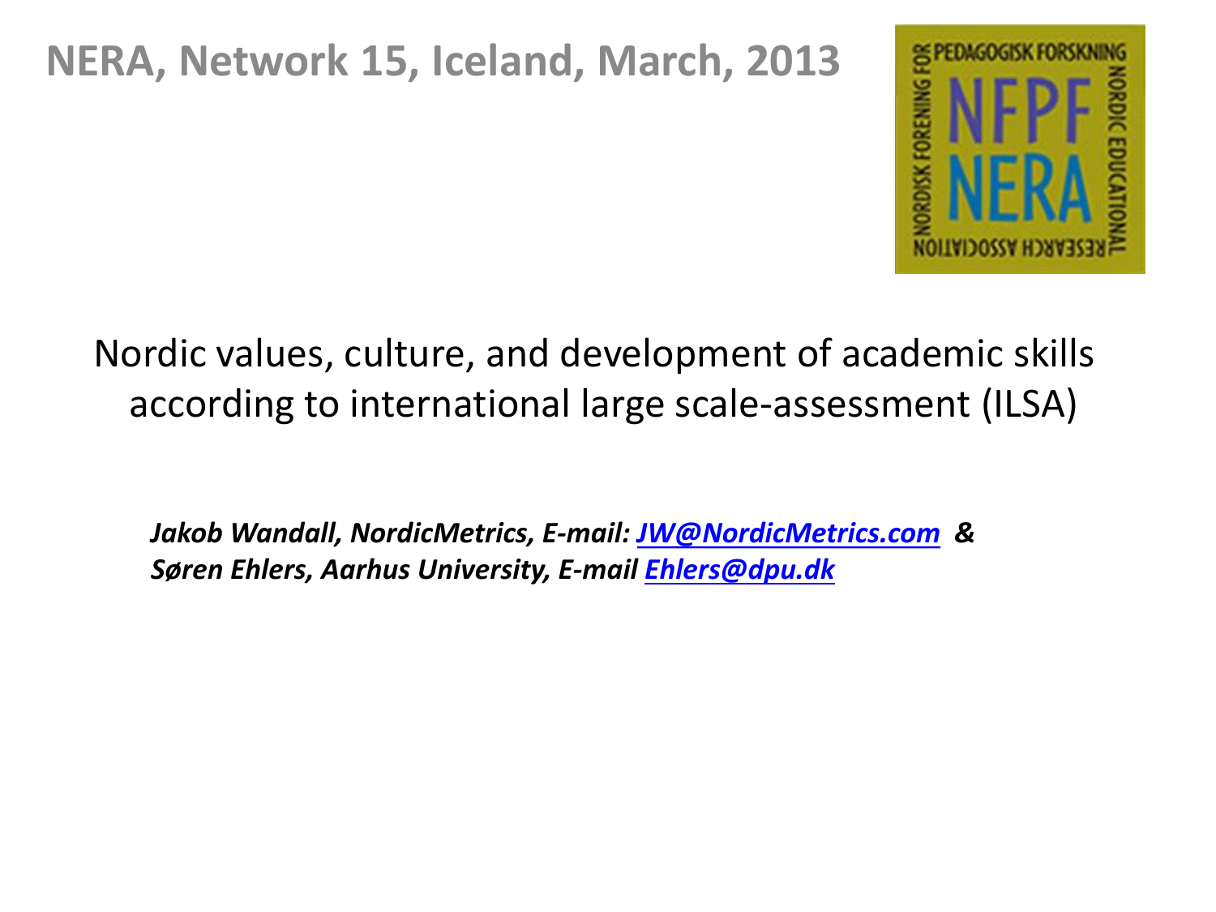# NERA, Network 15, Iceland, March, 2013

## Nordic values, culture, and development of academic skills according to international large scale-assessment (ILSA)

***Jakob Wandall, NordicMetrics, E-mail: JW@NordicMetrics.com &***
***Søren Ehlers, Aarhus University, E-mail Ehlers@dpu.dk***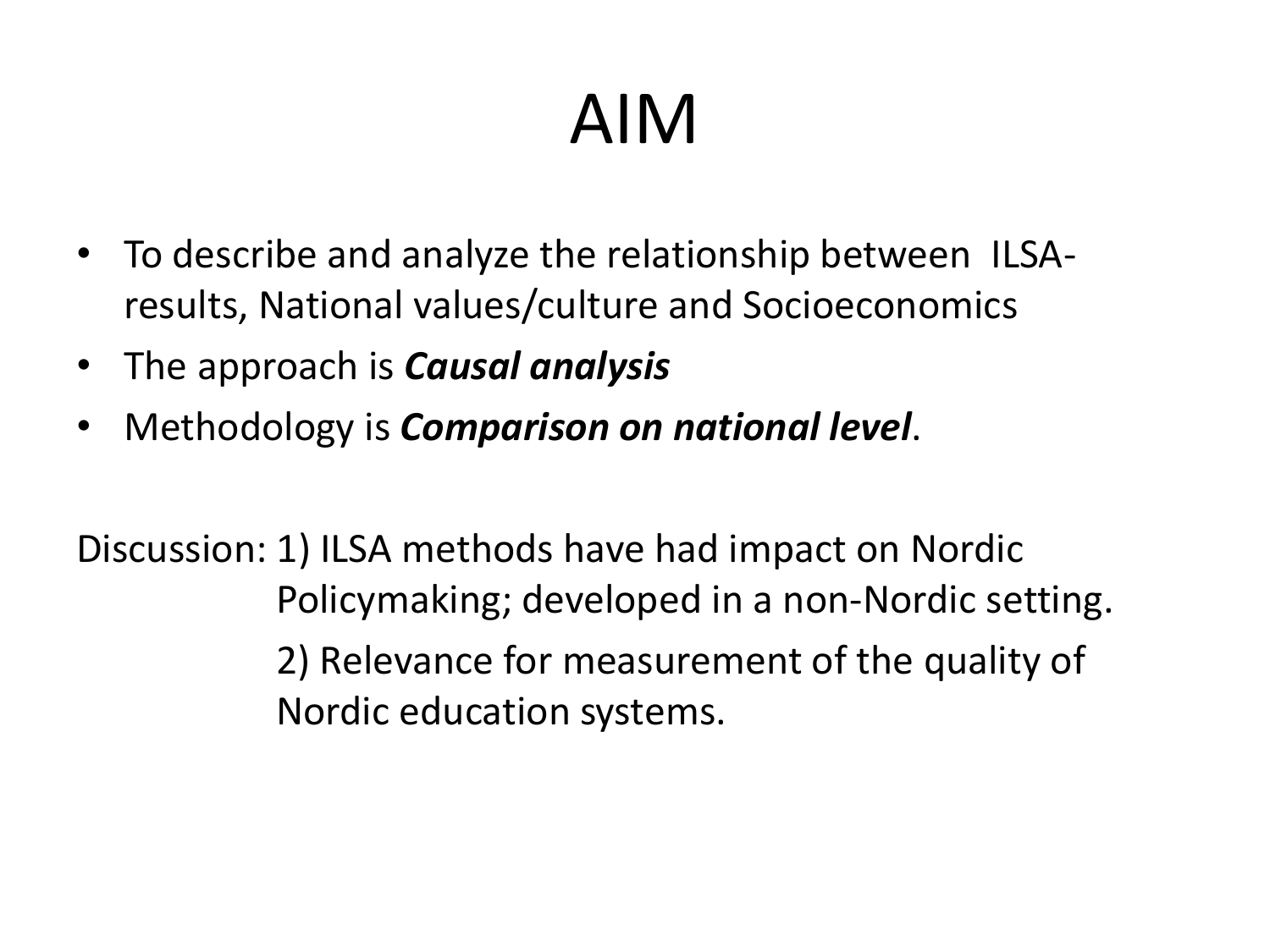# AIM

- To describe and analyze the relationship between ILSA-results, National values/culture and Socioeconomics
- The approach is ***Causal analysis***
- Methodology is ***Comparison on national level***.

Discussion: 1) ILSA methods have had impact on Nordic Policymaking; developed in a non-Nordic setting.

2) Relevance for measurement of the quality of Nordic education systems.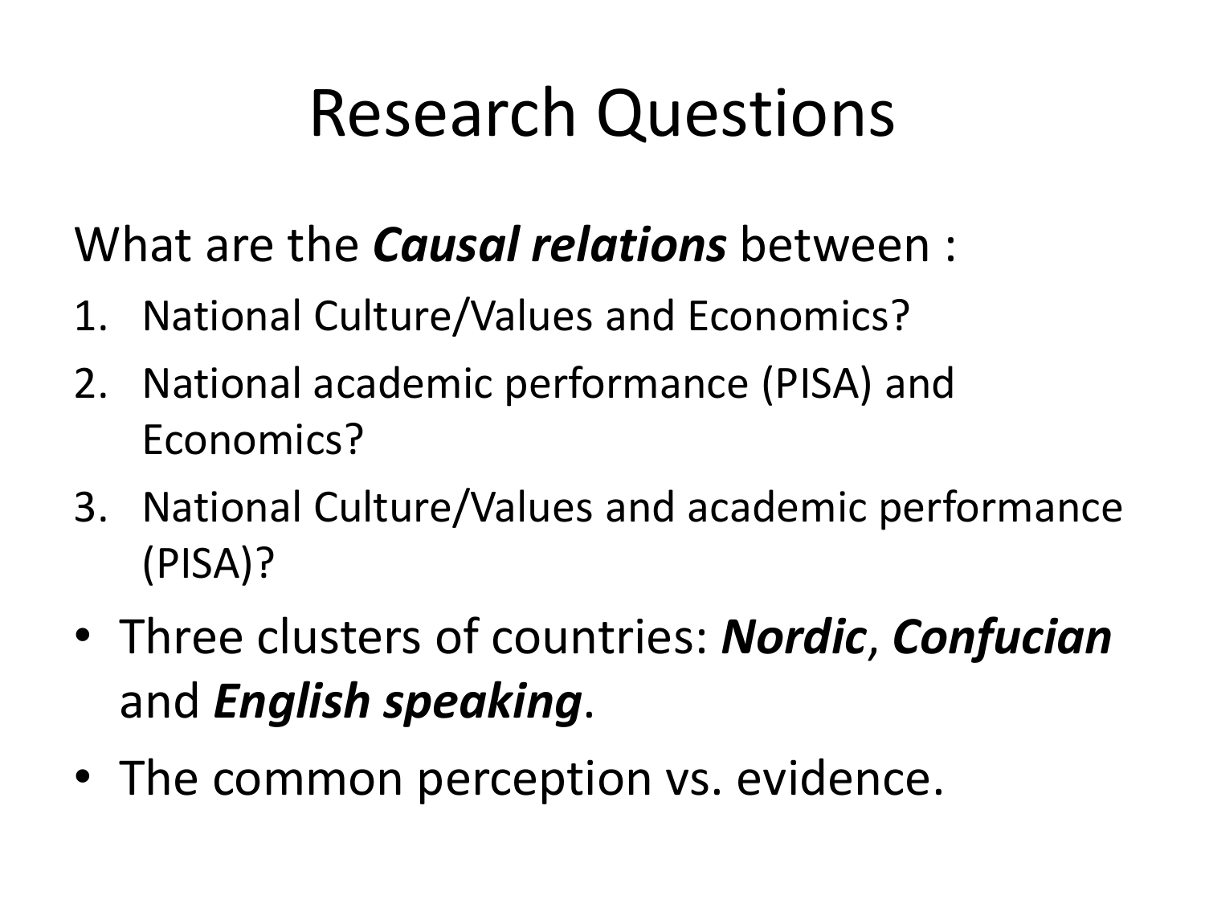# Research Questions

What are the ***Causal relations*** between :

1. National Culture/Values and Economics?
2. National academic performance (PISA) and Economics?
3. National Culture/Values and academic performance (PISA)?

- Three clusters of countries: ***Nordic***, ***Confucian*** and ***English speaking***.
- The common perception vs. evidence.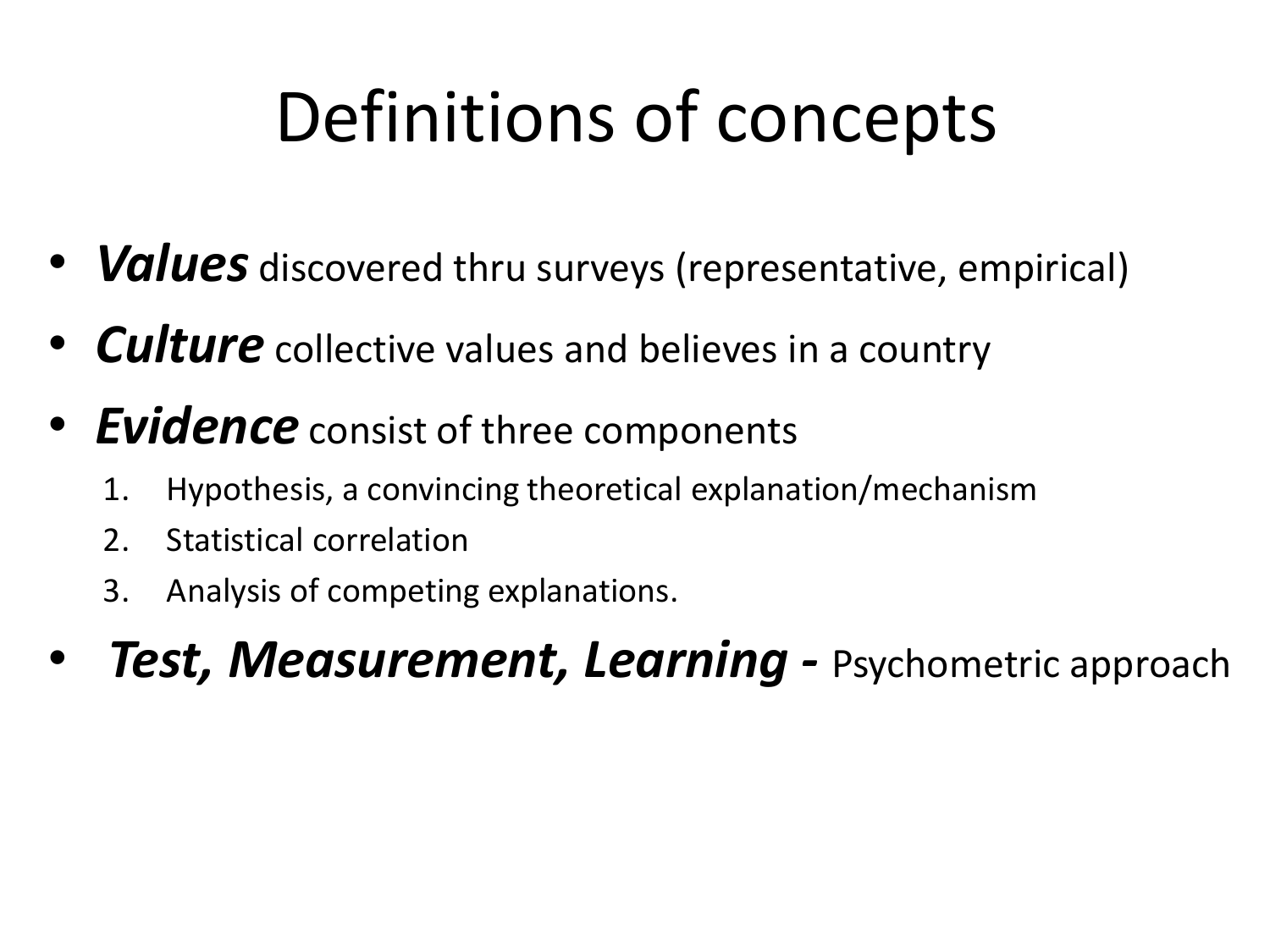# Definitions of concepts

- ***Values*** discovered thru surveys (representative, empirical)
- ***Culture*** collective values and believes in a country
- ***Evidence*** consist of three components
  1. Hypothesis, a convincing theoretical explanation/mechanism
  2. Statistical correlation
  3. Analysis of competing explanations.
- ***Test, Measurement, Learning -*** Psychometric approach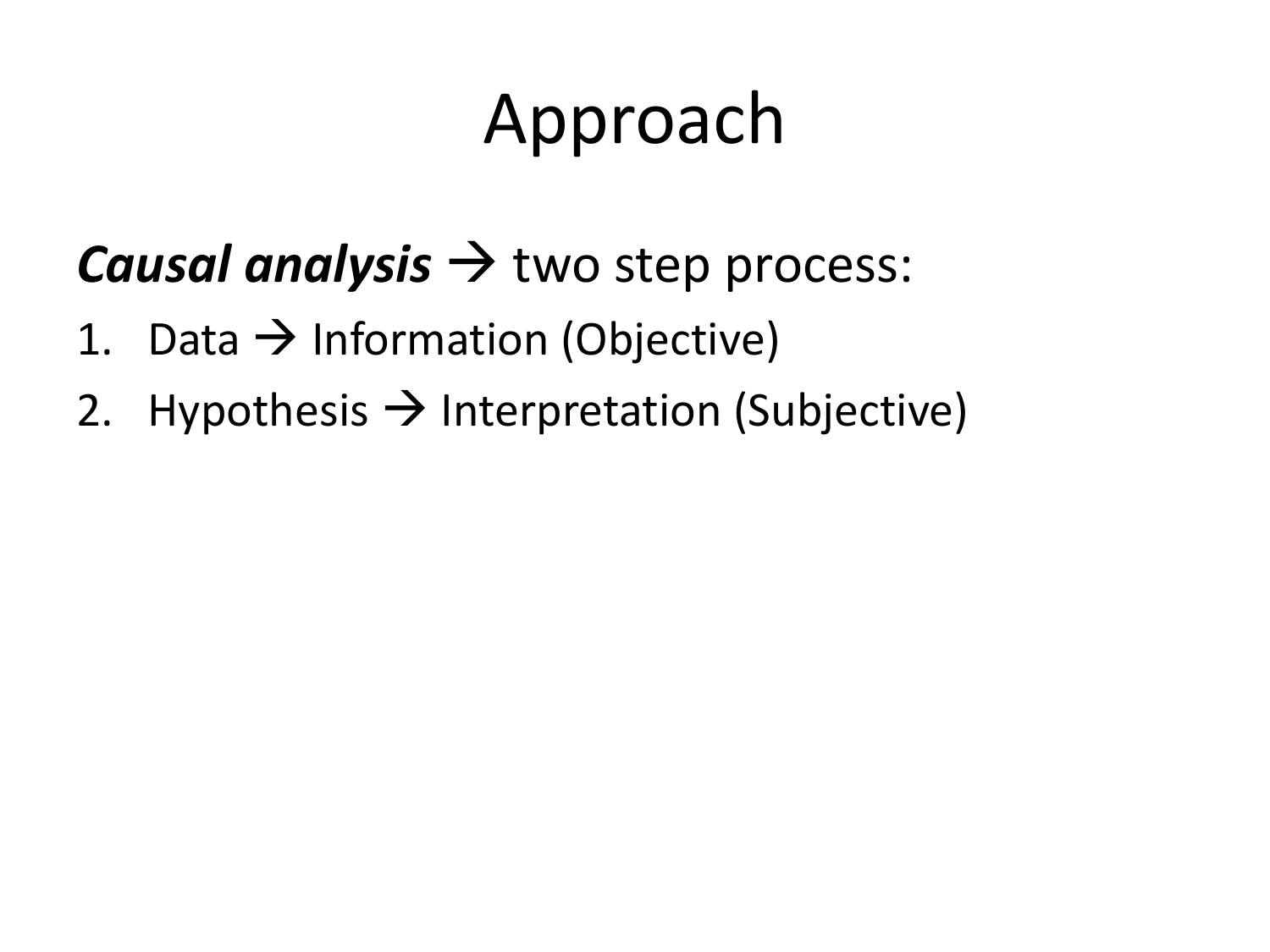# Approach

***Causal analysis*** → two step process:

1. Data → Information (Objective)
2. Hypothesis → Interpretation (Subjective)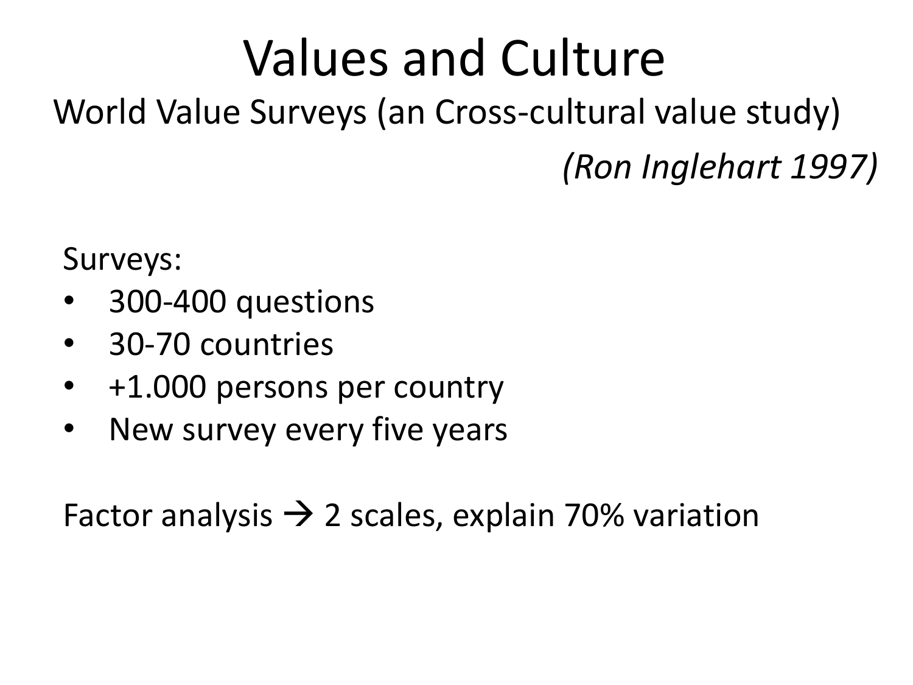# Values and Culture

World Value Surveys (an Cross-cultural value study)

*(Ron Inglehart 1997)*

Surveys:

- 300-400 questions
- 30-70 countries
- +1.000 persons per country
- New survey every five years

Factor analysis → 2 scales, explain 70% variation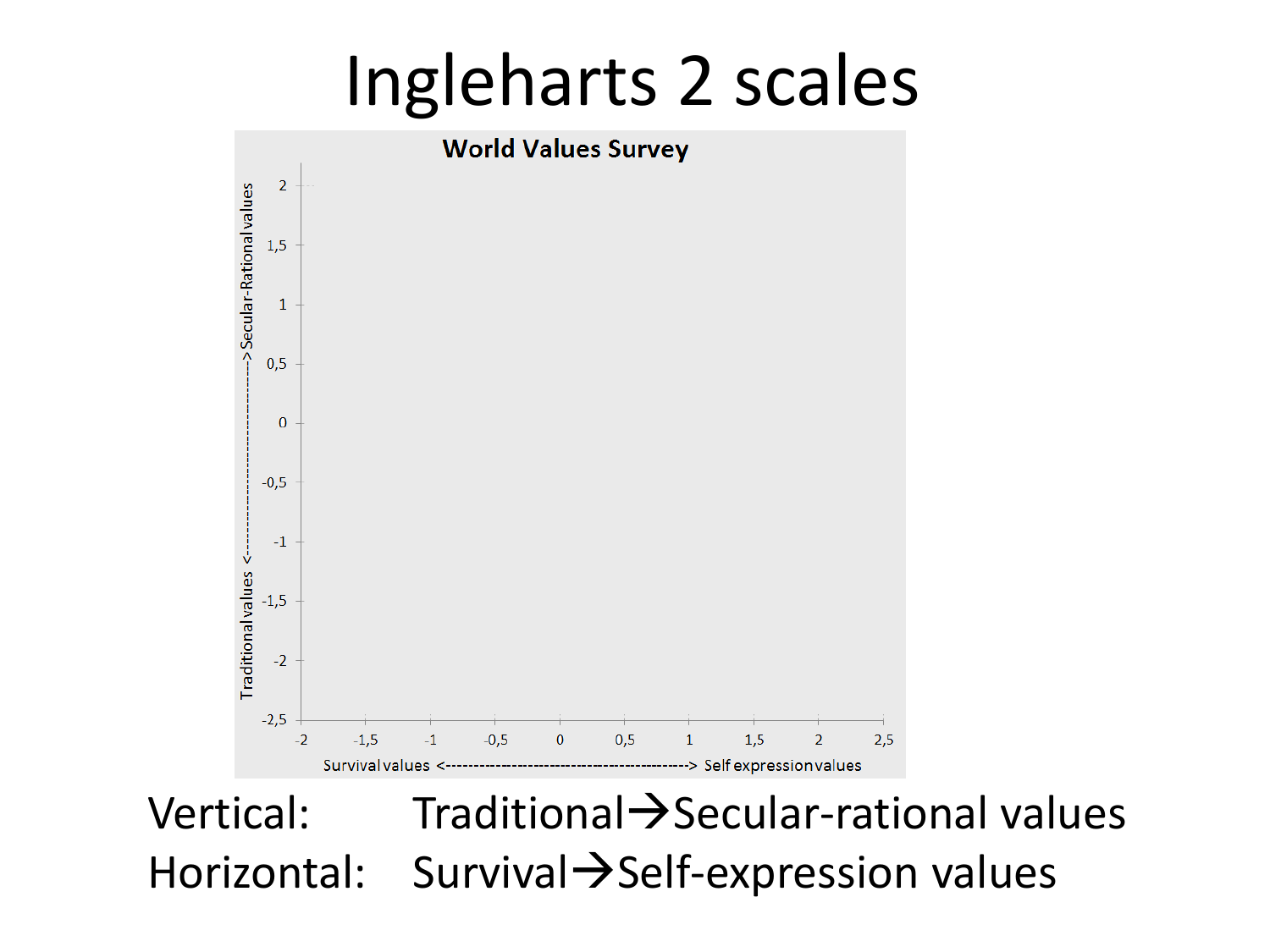# Ingleharts 2 scales

**World Values Survey**

Traditional values <----------------> Secular-Rational values

Survival values <----------------> Self expression values

Vertical: Traditional → Secular-rational values

Horizontal: Survival → Self-expression values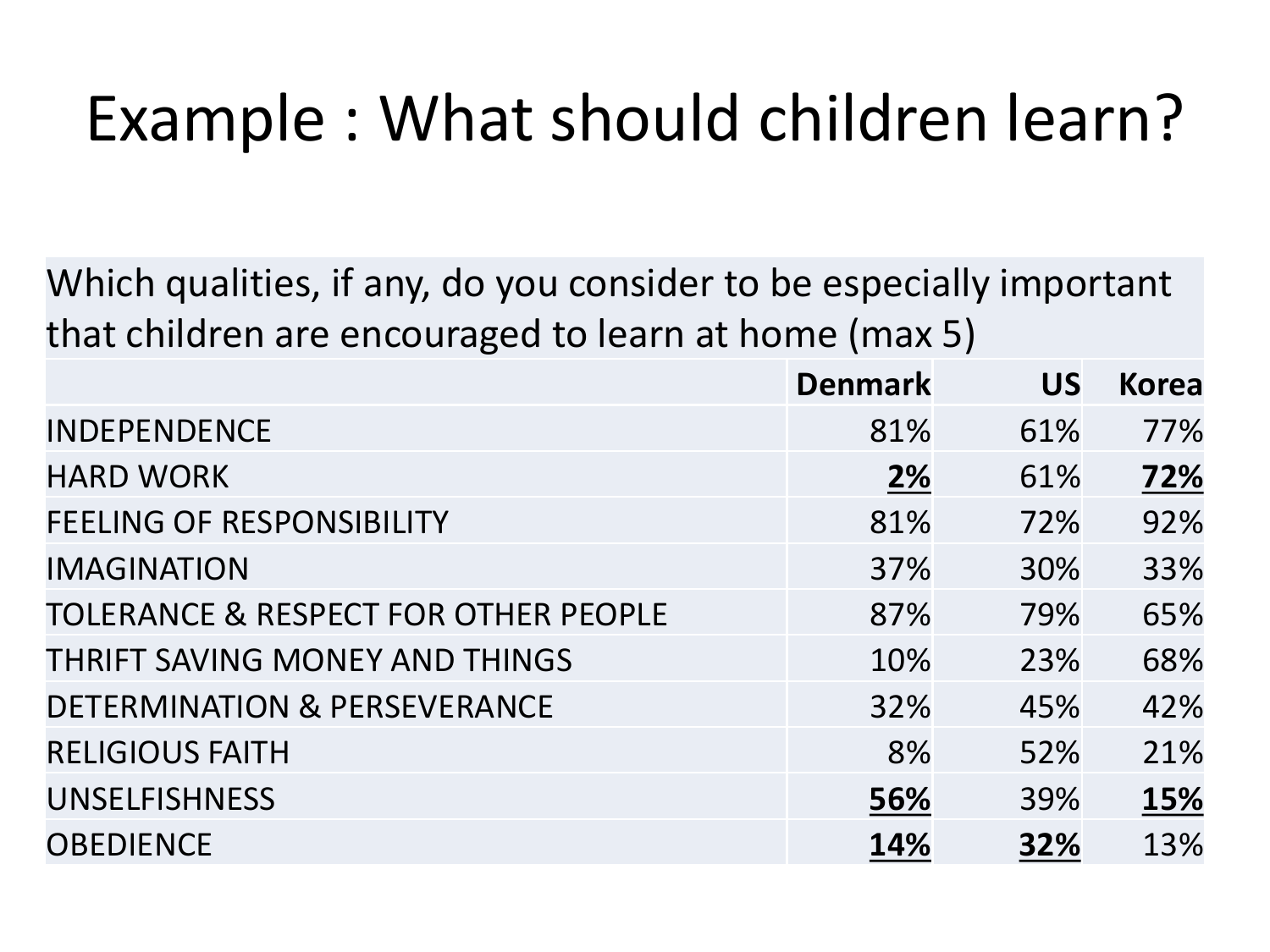# Example : What should children learn?

| Which qualities, if any, do you consider to be especially important that children are encouraged to learn at home (max 5) | | | |
|---|---|---|---|
| | **Denmark** | **US** | **Korea** |
| INDEPENDENCE | 81% | 61% | 77% |
| HARD WORK | **2%** | 61% | **72%** |
| FEELING OF RESPONSIBILITY | 81% | 72% | 92% |
| IMAGINATION | 37% | 30% | 33% |
| TOLERANCE & RESPECT FOR OTHER PEOPLE | 87% | 79% | 65% |
| THRIFT SAVING MONEY AND THINGS | 10% | 23% | 68% |
| DETERMINATION & PERSEVERANCE | 32% | 45% | 42% |
| RELIGIOUS FAITH | 8% | 52% | 21% |
| UNSELFISHNESS | **56%** | 39% | **15%** |
| OBEDIENCE | **14%** | **32%** | 13% |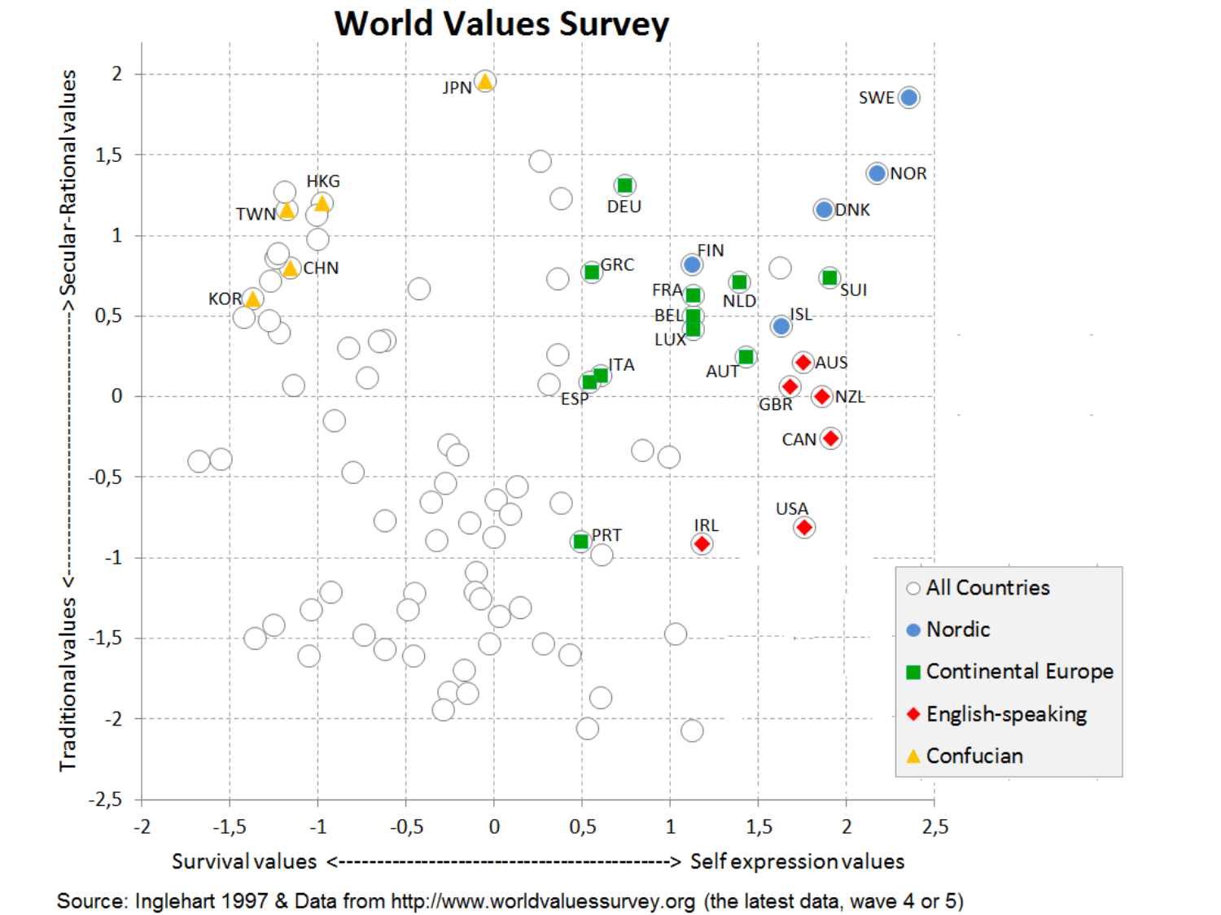# World Values Survey

Source: Inglehart 1997 & Data from http://www.worldvaluessurvey.org (the latest data, wave 4 or 5)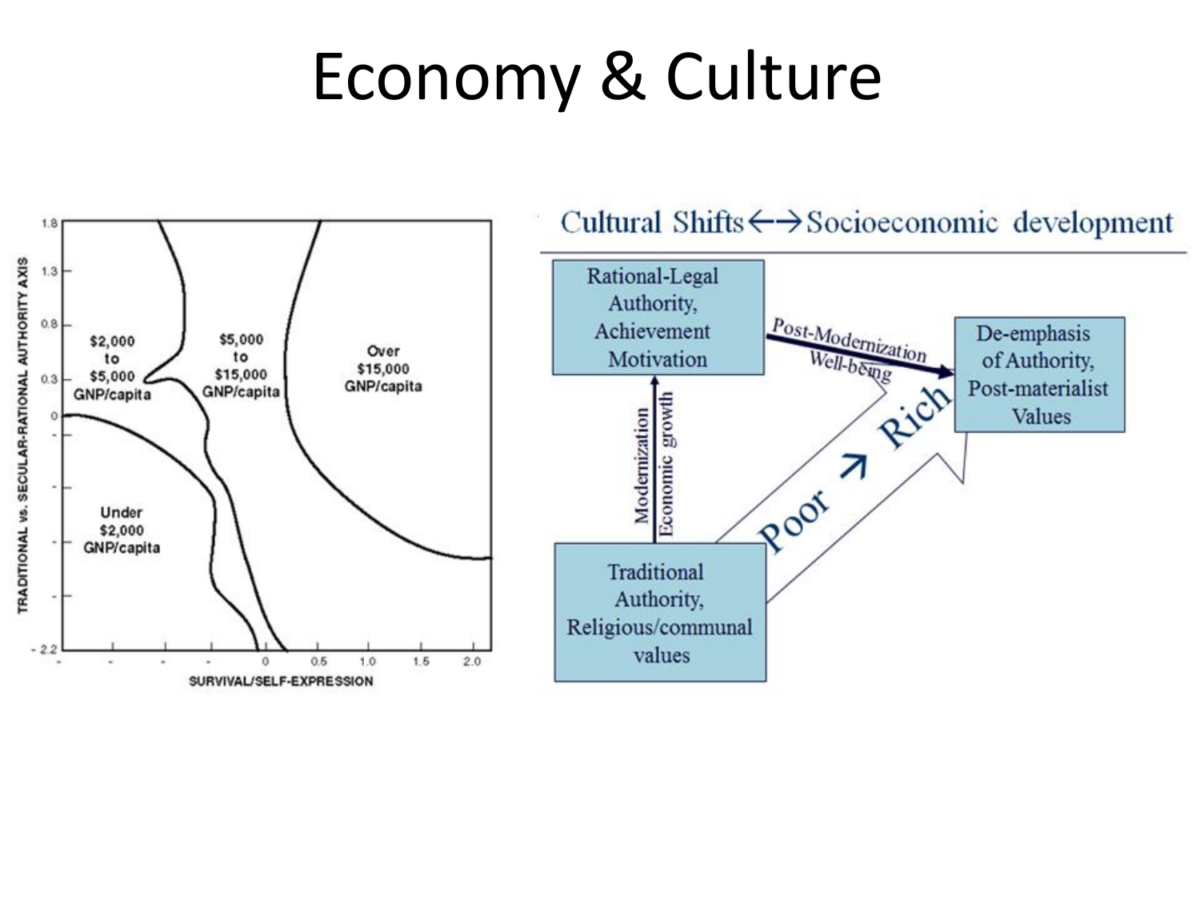# Economy & Culture

TRADITIONAL vs. SECULAR-RATIONAL AUTHORITY AXIS

1.8

1.3

0.8

0.3

0

-2.2

$2,000 to $5,000 GNP/capita

$5,000 to $15,000 GNP/capita

Over $15,000 GNP/capita

Under $2,000 GNP/capita

0 0.5 1.0 1.5 2.0

SURVIVAL/SELF-EXPRESSION

Cultural Shifts ←→ Socioeconomic development

Rational-Legal Authority, Achievement Motivation

Modernization

Economic growth

Traditional Authority, Religious/communal values

Post-Modernization

Well-being

De-emphasis of Authority, Post-materialist Values

Poor → Rich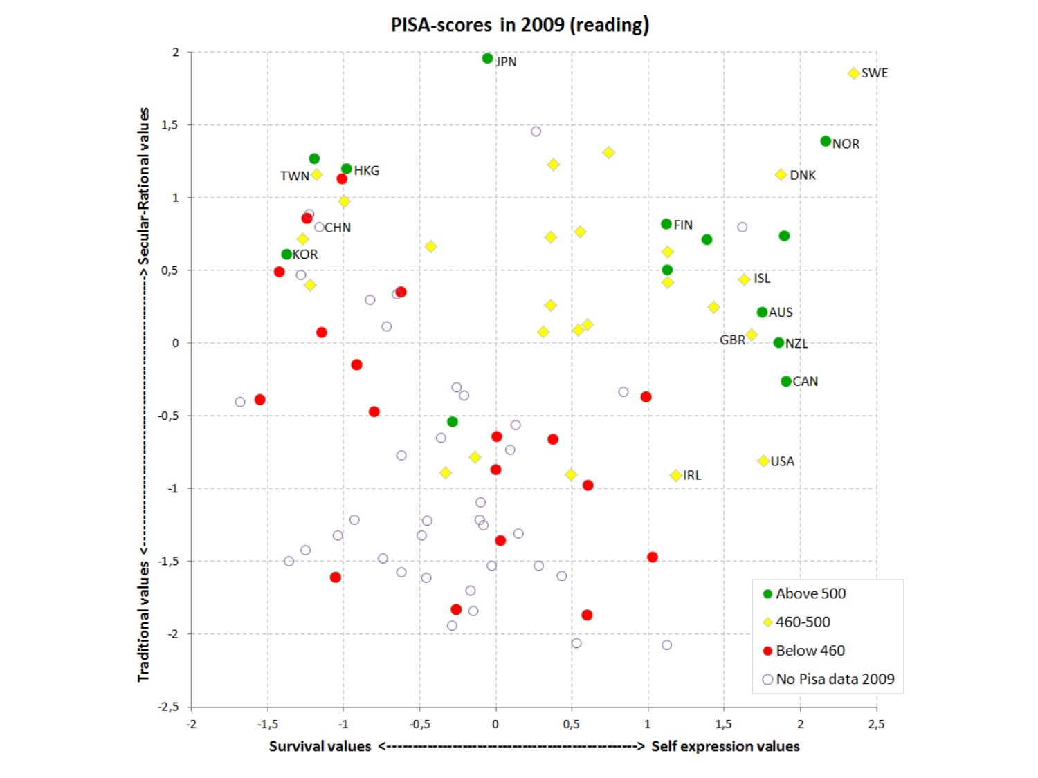## PISA-scores in 2009 (reading)

Traditional values <---------> Secular-Rational values

Survival values <---------> Self expression values

- Above 500
- 460-500
- Below 460
- No Pisa data 2009

JPN, SWE, NOR, DNK, HKG, TWN, CHN, KOR, FIN, ISL, AUS, GBR, NZL, CAN, USA, IRL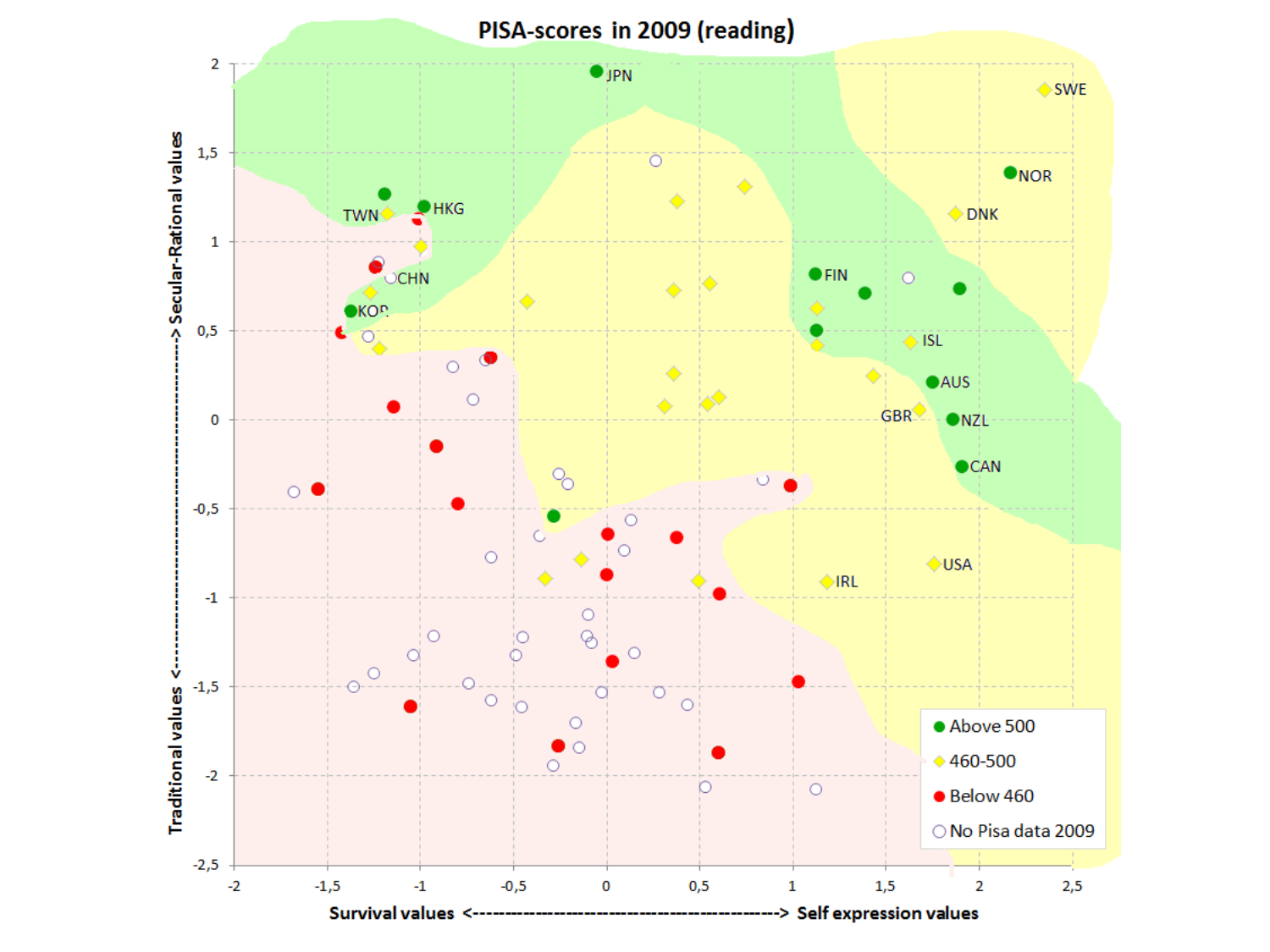PISA-scores in 2009 (reading)

Traditional values <------------------> Secular-Rational values

Survival values <------------------> Self expression values

- Above 500
- 460-500
- Below 460
- No Pisa data 2009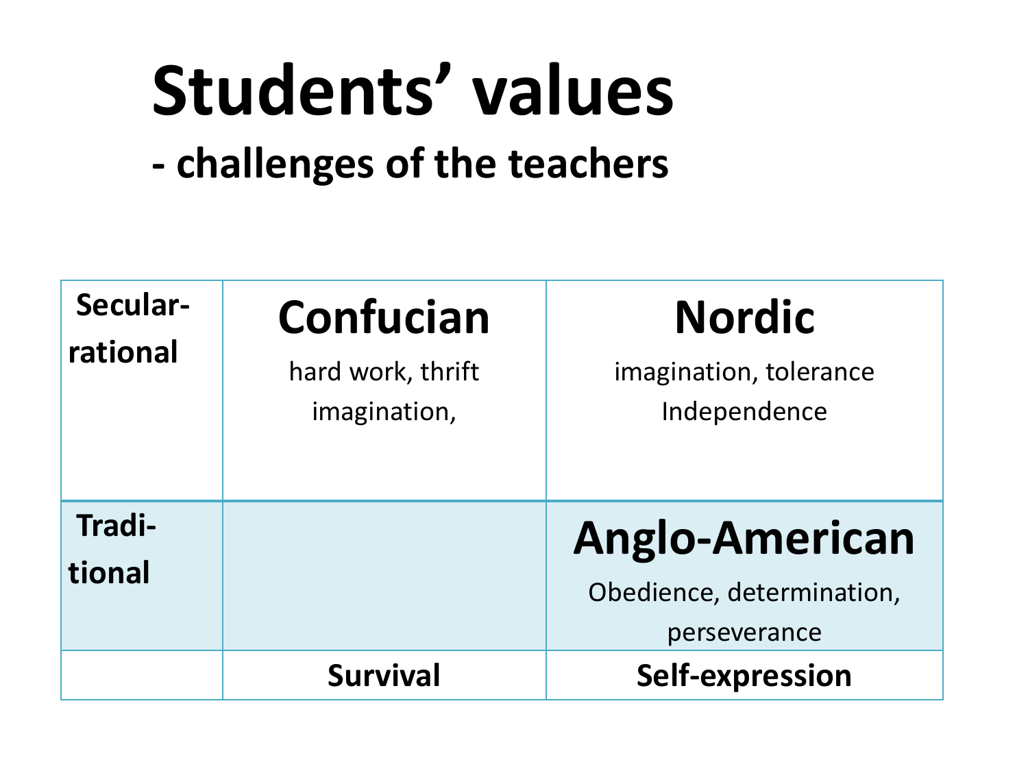# Students' values

## - challenges of the teachers

| | | |
|---|---|---|
| **Secular-rational** | **Confucian** hard work, thrift imagination, | **Nordic** imagination, tolerance Independence |
| **Tradi-tional** | | **Anglo-American** Obedience, determination, perseverance |
| | **Survival** | **Self-expression** |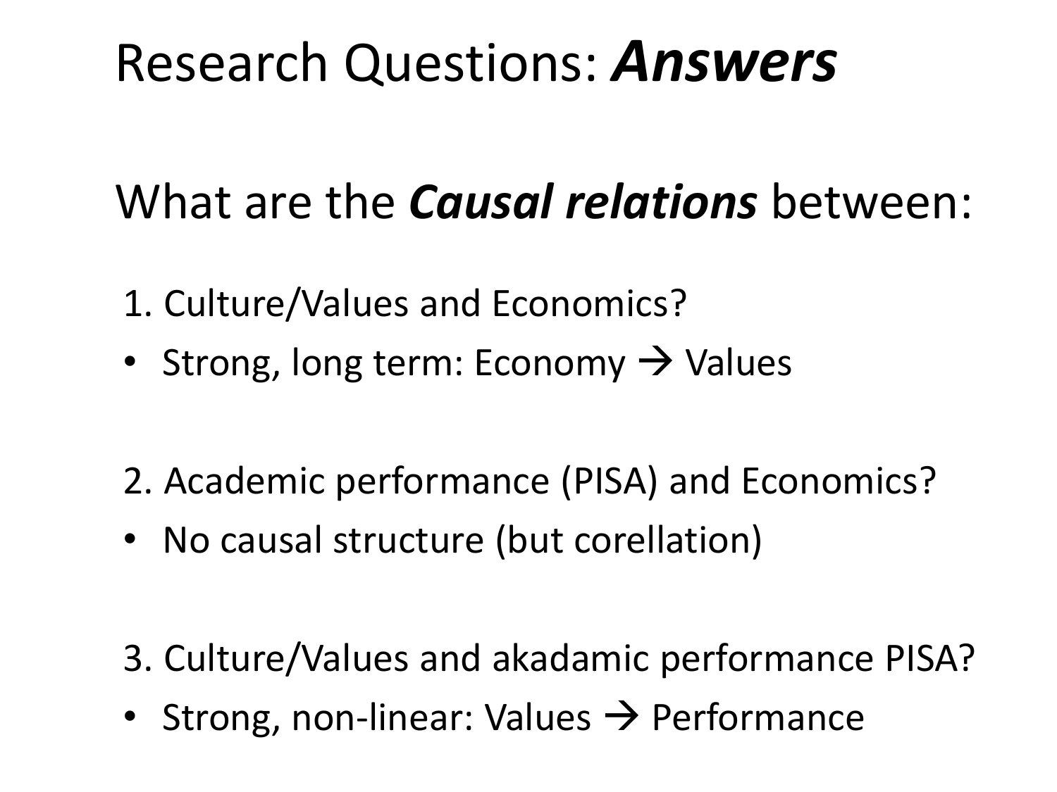# Research Questions: ***Answers***

## What are the ***Causal relations*** between:

1. Culture/Values and Economics?

- Strong, long term: Economy → Values

2. Academic performance (PISA) and Economics?

- No causal structure (but corellation)

3. Culture/Values and akadamic performance PISA?

- Strong, non-linear: Values → Performance